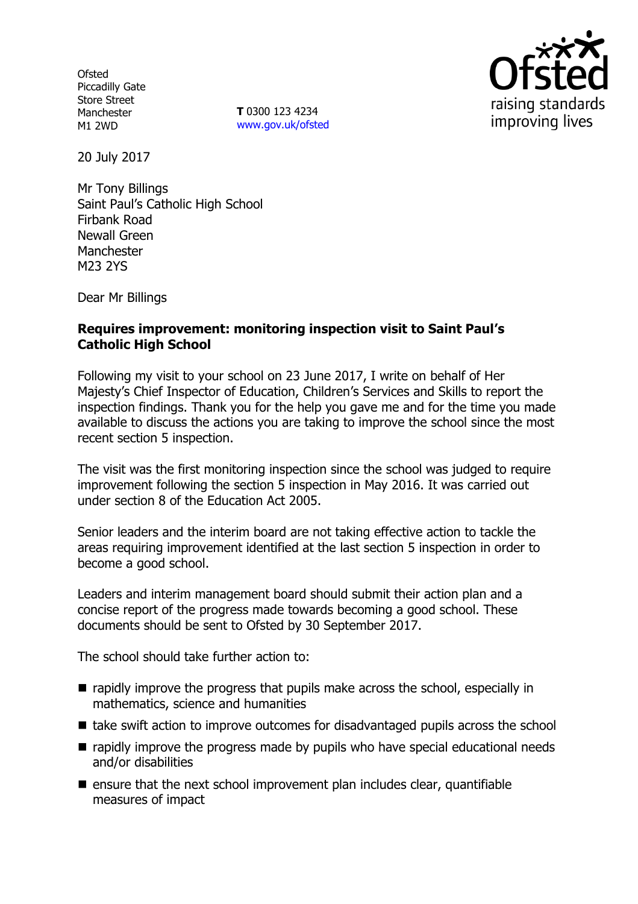Ofsted
Piccadilly Gate
Store Street
Manchester
M1 2WD

**T** 0300 123 4234
www.gov.uk/ofsted

20 July 2017

Mr Tony Billings
Saint Paul's Catholic High School
Firbank Road
Newall Green
Manchester
M23 2YS

Dear Mr Billings

**Requires improvement: monitoring inspection visit to Saint Paul's Catholic High School**

Following my visit to your school on 23 June 2017, I write on behalf of Her Majesty's Chief Inspector of Education, Children's Services and Skills to report the inspection findings. Thank you for the help you gave me and for the time you made available to discuss the actions you are taking to improve the school since the most recent section 5 inspection.

The visit was the first monitoring inspection since the school was judged to require improvement following the section 5 inspection in May 2016. It was carried out under section 8 of the Education Act 2005.

Senior leaders and the interim board are not taking effective action to tackle the areas requiring improvement identified at the last section 5 inspection in order to become a good school.

Leaders and interim management board should submit their action plan and a concise report of the progress made towards becoming a good school. These documents should be sent to Ofsted by 30 September 2017.

The school should take further action to:

- rapidly improve the progress that pupils make across the school, especially in mathematics, science and humanities
- take swift action to improve outcomes for disadvantaged pupils across the school
- rapidly improve the progress made by pupils who have special educational needs and/or disabilities
- ensure that the next school improvement plan includes clear, quantifiable measures of impact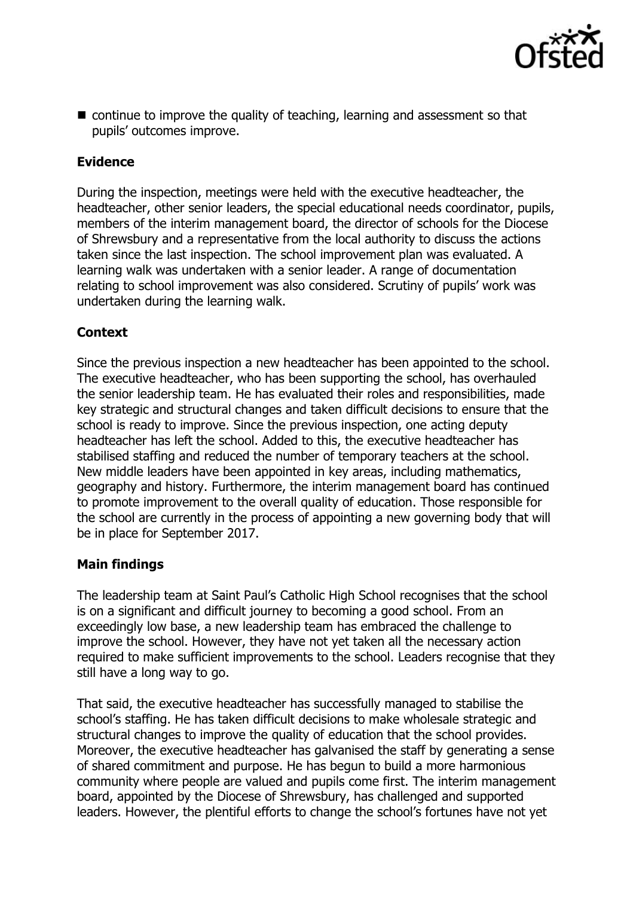- continue to improve the quality of teaching, learning and assessment so that pupils' outcomes improve.

### Evidence

During the inspection, meetings were held with the executive headteacher, the headteacher, other senior leaders, the special educational needs coordinator, pupils, members of the interim management board, the director of schools for the Diocese of Shrewsbury and a representative from the local authority to discuss the actions taken since the last inspection. The school improvement plan was evaluated. A learning walk was undertaken with a senior leader. A range of documentation relating to school improvement was also considered. Scrutiny of pupils' work was undertaken during the learning walk.

### Context

Since the previous inspection a new headteacher has been appointed to the school. The executive headteacher, who has been supporting the school, has overhauled the senior leadership team. He has evaluated their roles and responsibilities, made key strategic and structural changes and taken difficult decisions to ensure that the school is ready to improve. Since the previous inspection, one acting deputy headteacher has left the school. Added to this, the executive headteacher has stabilised staffing and reduced the number of temporary teachers at the school. New middle leaders have been appointed in key areas, including mathematics, geography and history. Furthermore, the interim management board has continued to promote improvement to the overall quality of education. Those responsible for the school are currently in the process of appointing a new governing body that will be in place for September 2017.

### Main findings

The leadership team at Saint Paul's Catholic High School recognises that the school is on a significant and difficult journey to becoming a good school. From an exceedingly low base, a new leadership team has embraced the challenge to improve the school. However, they have not yet taken all the necessary action required to make sufficient improvements to the school. Leaders recognise that they still have a long way to go.

That said, the executive headteacher has successfully managed to stabilise the school's staffing. He has taken difficult decisions to make wholesale strategic and structural changes to improve the quality of education that the school provides. Moreover, the executive headteacher has galvanised the staff by generating a sense of shared commitment and purpose. He has begun to build a more harmonious community where people are valued and pupils come first. The interim management board, appointed by the Diocese of Shrewsbury, has challenged and supported leaders. However, the plentiful efforts to change the school's fortunes have not yet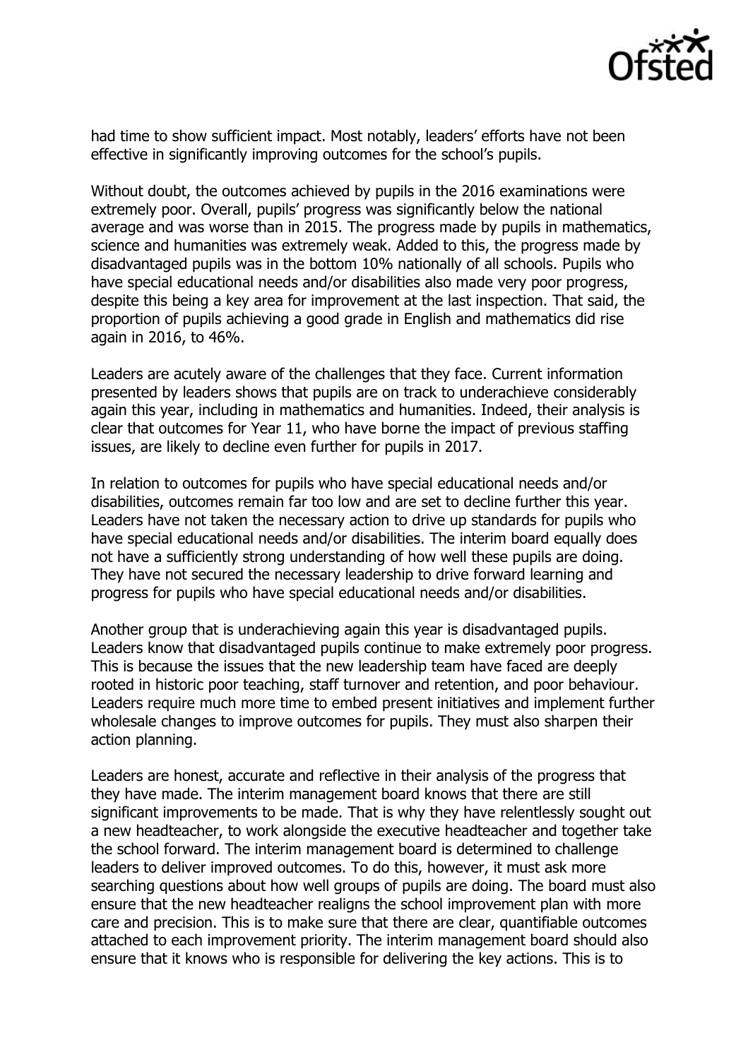had time to show sufficient impact. Most notably, leaders' efforts have not been effective in significantly improving outcomes for the school's pupils.

Without doubt, the outcomes achieved by pupils in the 2016 examinations were extremely poor. Overall, pupils' progress was significantly below the national average and was worse than in 2015. The progress made by pupils in mathematics, science and humanities was extremely weak. Added to this, the progress made by disadvantaged pupils was in the bottom 10% nationally of all schools. Pupils who have special educational needs and/or disabilities also made very poor progress, despite this being a key area for improvement at the last inspection. That said, the proportion of pupils achieving a good grade in English and mathematics did rise again in 2016, to 46%.

Leaders are acutely aware of the challenges that they face. Current information presented by leaders shows that pupils are on track to underachieve considerably again this year, including in mathematics and humanities. Indeed, their analysis is clear that outcomes for Year 11, who have borne the impact of previous staffing issues, are likely to decline even further for pupils in 2017.

In relation to outcomes for pupils who have special educational needs and/or disabilities, outcomes remain far too low and are set to decline further this year. Leaders have not taken the necessary action to drive up standards for pupils who have special educational needs and/or disabilities. The interim board equally does not have a sufficiently strong understanding of how well these pupils are doing. They have not secured the necessary leadership to drive forward learning and progress for pupils who have special educational needs and/or disabilities.

Another group that is underachieving again this year is disadvantaged pupils. Leaders know that disadvantaged pupils continue to make extremely poor progress. This is because the issues that the new leadership team have faced are deeply rooted in historic poor teaching, staff turnover and retention, and poor behaviour. Leaders require much more time to embed present initiatives and implement further wholesale changes to improve outcomes for pupils. They must also sharpen their action planning.

Leaders are honest, accurate and reflective in their analysis of the progress that they have made. The interim management board knows that there are still significant improvements to be made. That is why they have relentlessly sought out a new headteacher, to work alongside the executive headteacher and together take the school forward. The interim management board is determined to challenge leaders to deliver improved outcomes. To do this, however, it must ask more searching questions about how well groups of pupils are doing. The board must also ensure that the new headteacher realigns the school improvement plan with more care and precision. This is to make sure that there are clear, quantifiable outcomes attached to each improvement priority. The interim management board should also ensure that it knows who is responsible for delivering the key actions. This is to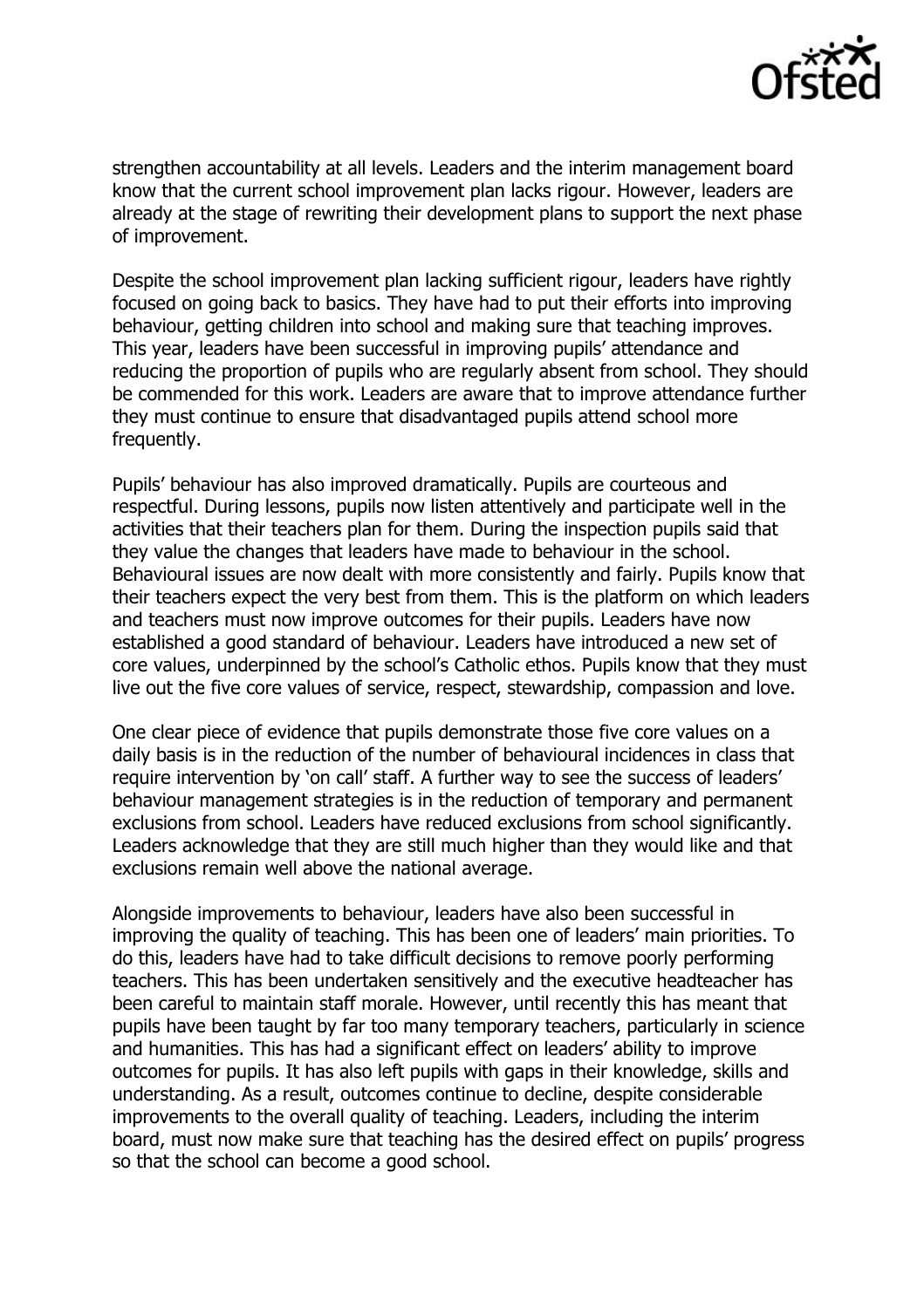strengthen accountability at all levels. Leaders and the interim management board know that the current school improvement plan lacks rigour. However, leaders are already at the stage of rewriting their development plans to support the next phase of improvement.

Despite the school improvement plan lacking sufficient rigour, leaders have rightly focused on going back to basics. They have had to put their efforts into improving behaviour, getting children into school and making sure that teaching improves. This year, leaders have been successful in improving pupils' attendance and reducing the proportion of pupils who are regularly absent from school. They should be commended for this work. Leaders are aware that to improve attendance further they must continue to ensure that disadvantaged pupils attend school more frequently.

Pupils' behaviour has also improved dramatically. Pupils are courteous and respectful. During lessons, pupils now listen attentively and participate well in the activities that their teachers plan for them. During the inspection pupils said that they value the changes that leaders have made to behaviour in the school. Behavioural issues are now dealt with more consistently and fairly. Pupils know that their teachers expect the very best from them. This is the platform on which leaders and teachers must now improve outcomes for their pupils. Leaders have now established a good standard of behaviour. Leaders have introduced a new set of core values, underpinned by the school's Catholic ethos. Pupils know that they must live out the five core values of service, respect, stewardship, compassion and love.

One clear piece of evidence that pupils demonstrate those five core values on a daily basis is in the reduction of the number of behavioural incidences in class that require intervention by 'on call' staff. A further way to see the success of leaders' behaviour management strategies is in the reduction of temporary and permanent exclusions from school. Leaders have reduced exclusions from school significantly. Leaders acknowledge that they are still much higher than they would like and that exclusions remain well above the national average.

Alongside improvements to behaviour, leaders have also been successful in improving the quality of teaching. This has been one of leaders' main priorities. To do this, leaders have had to take difficult decisions to remove poorly performing teachers. This has been undertaken sensitively and the executive headteacher has been careful to maintain staff morale. However, until recently this has meant that pupils have been taught by far too many temporary teachers, particularly in science and humanities. This has had a significant effect on leaders' ability to improve outcomes for pupils. It has also left pupils with gaps in their knowledge, skills and understanding. As a result, outcomes continue to decline, despite considerable improvements to the overall quality of teaching. Leaders, including the interim board, must now make sure that teaching has the desired effect on pupils' progress so that the school can become a good school.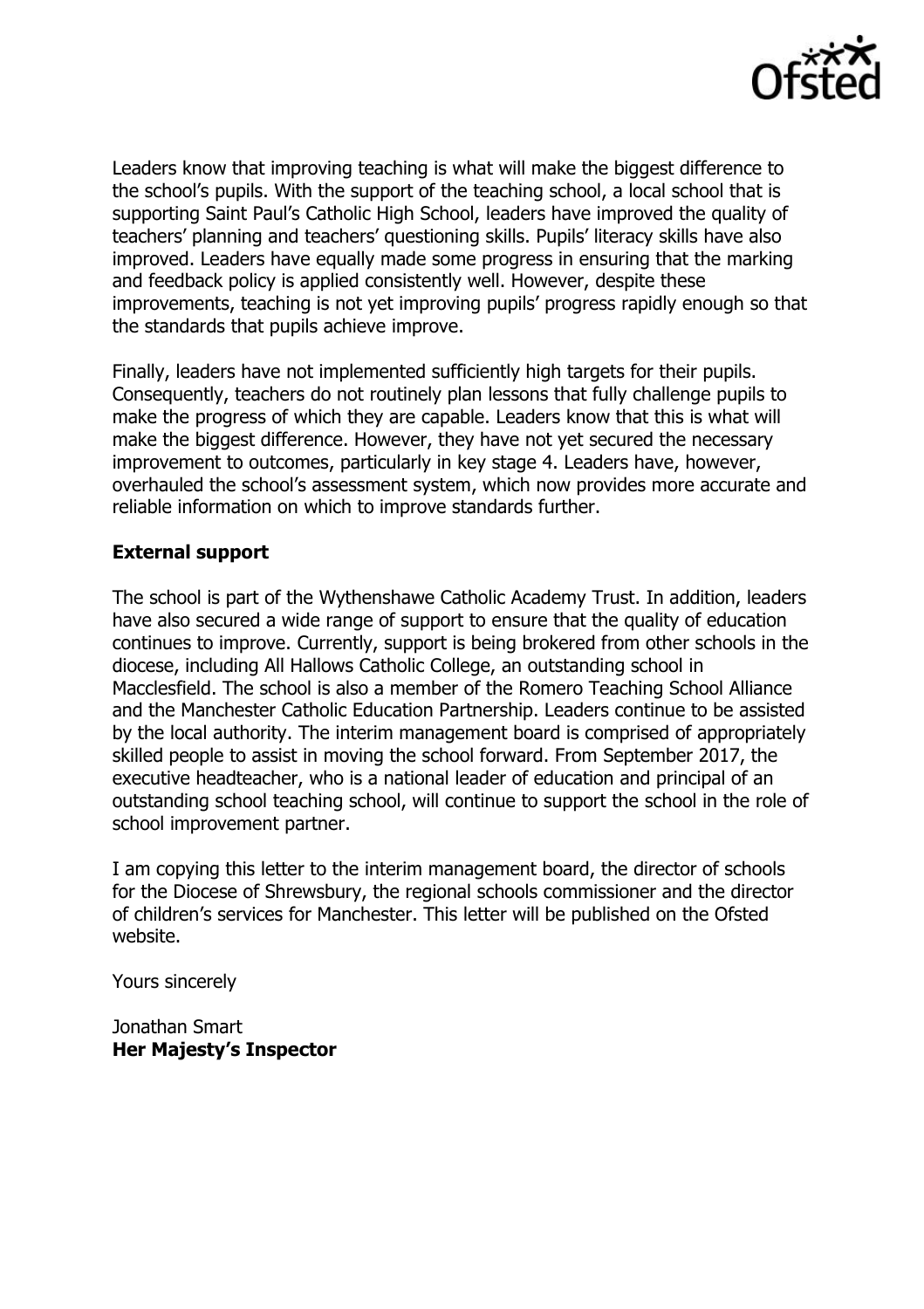Leaders know that improving teaching is what will make the biggest difference to the school's pupils. With the support of the teaching school, a local school that is supporting Saint Paul's Catholic High School, leaders have improved the quality of teachers' planning and teachers' questioning skills. Pupils' literacy skills have also improved. Leaders have equally made some progress in ensuring that the marking and feedback policy is applied consistently well. However, despite these improvements, teaching is not yet improving pupils' progress rapidly enough so that the standards that pupils achieve improve.

Finally, leaders have not implemented sufficiently high targets for their pupils. Consequently, teachers do not routinely plan lessons that fully challenge pupils to make the progress of which they are capable. Leaders know that this is what will make the biggest difference. However, they have not yet secured the necessary improvement to outcomes, particularly in key stage 4. Leaders have, however, overhauled the school's assessment system, which now provides more accurate and reliable information on which to improve standards further.

**External support**

The school is part of the Wythenshawe Catholic Academy Trust. In addition, leaders have also secured a wide range of support to ensure that the quality of education continues to improve. Currently, support is being brokered from other schools in the diocese, including All Hallows Catholic College, an outstanding school in Macclesfield. The school is also a member of the Romero Teaching School Alliance and the Manchester Catholic Education Partnership. Leaders continue to be assisted by the local authority. The interim management board is comprised of appropriately skilled people to assist in moving the school forward. From September 2017, the executive headteacher, who is a national leader of education and principal of an outstanding school teaching school, will continue to support the school in the role of school improvement partner.

I am copying this letter to the interim management board, the director of schools for the Diocese of Shrewsbury, the regional schools commissioner and the director of children's services for Manchester. This letter will be published on the Ofsted website.

Yours sincerely

Jonathan Smart
**Her Majesty's Inspector**